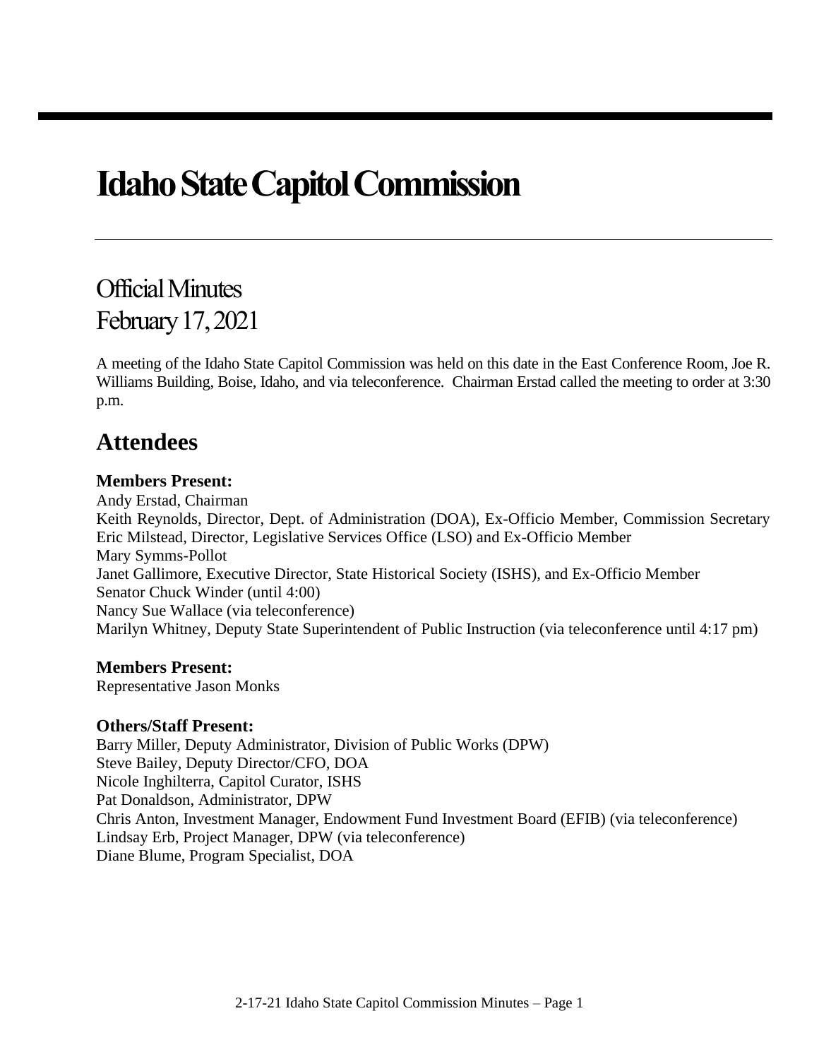# Idaho State Capitol Commission

## Official Minutes
## February 17, 2021

A meeting of the Idaho State Capitol Commission was held on this date in the East Conference Room, Joe R. Williams Building, Boise, Idaho, and via teleconference. Chairman Erstad called the meeting to order at 3:30 p.m.

## Attendees

**Members Present:**
Andy Erstad, Chairman
Keith Reynolds, Director, Dept. of Administration (DOA), Ex-Officio Member, Commission Secretary
Eric Milstead, Director, Legislative Services Office (LSO) and Ex-Officio Member
Mary Symms-Pollot
Janet Gallimore, Executive Director, State Historical Society (ISHS), and Ex-Officio Member
Senator Chuck Winder (until 4:00)
Nancy Sue Wallace (via teleconference)
Marilyn Whitney, Deputy State Superintendent of Public Instruction (via teleconference until 4:17 pm)

**Members Present:**
Representative Jason Monks

**Others/Staff Present:**
Barry Miller, Deputy Administrator, Division of Public Works (DPW)
Steve Bailey, Deputy Director/CFO, DOA
Nicole Inghilterra, Capitol Curator, ISHS
Pat Donaldson, Administrator, DPW
Chris Anton, Investment Manager, Endowment Fund Investment Board (EFIB) (via teleconference)
Lindsay Erb, Project Manager, DPW (via teleconference)
Diane Blume, Program Specialist, DOA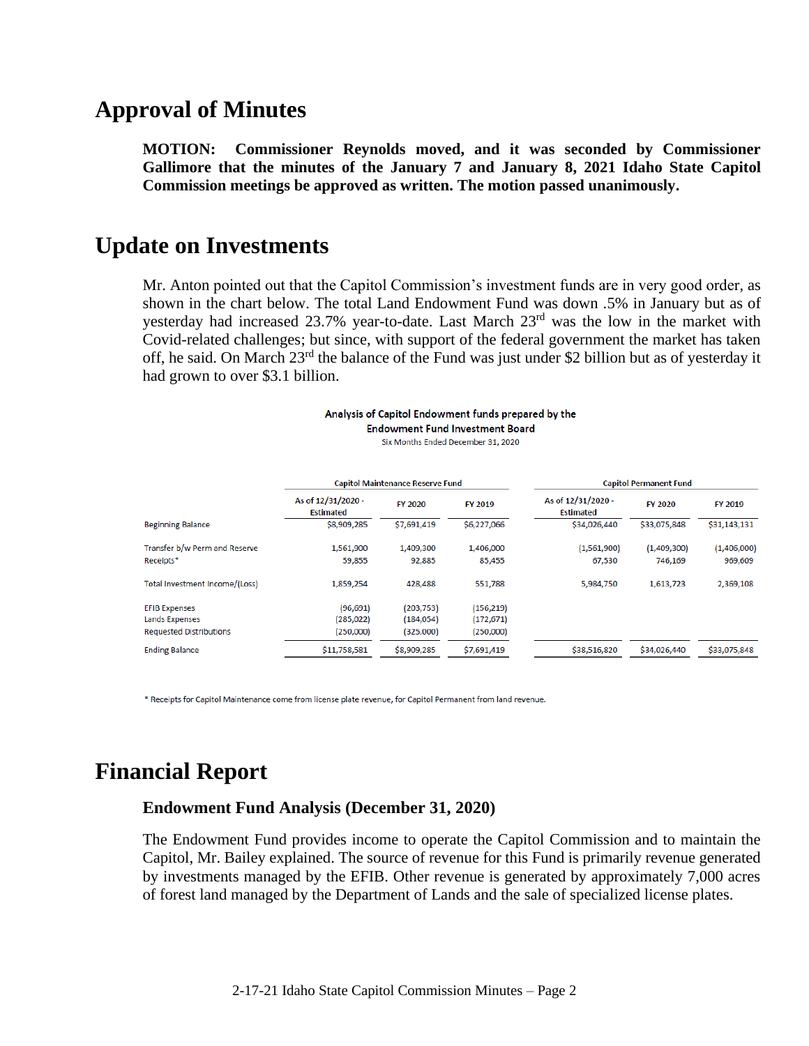# Approval of Minutes

**MOTION: Commissioner Reynolds moved, and it was seconded by Commissioner Gallimore that the minutes of the January 7 and January 8, 2021 Idaho State Capitol Commission meetings be approved as written. The motion passed unanimously.**

# Update on Investments

Mr. Anton pointed out that the Capitol Commission's investment funds are in very good order, as shown in the chart below. The total Land Endowment Fund was down .5% in January but as of yesterday had increased 23.7% year-to-date. Last March 23rd was the low in the market with Covid-related challenges; but since, with support of the federal government the market has taken off, he said. On March 23rd the balance of the Fund was just under $2 billion but as of yesterday it had grown to over $3.1 billion.

**Analysis of Capitol Endowment funds prepared by the Endowment Fund Investment Board**

Six Months Ended December 31, 2020

| | Capitol Maintenance Reserve Fund | | | Capitol Permanent Fund | | |
|---|---|---|---|---|---|---|
| | As of 12/31/2020 - Estimated | FY 2020 | FY 2019 | As of 12/31/2020 - Estimated | FY 2020 | FY 2019 |
| Beginning Balance | $8,909,285 | $7,691,419 | $6,227,066 | $34,026,440 | $33,075,848 | $31,143,131 |
| Transfer b/w Perm and Reserve | 1,561,900 | 1,409,300 | 1,406,000 | (1,561,900) | (1,409,300) | (1,406,000) |
| Receipts* | 59,855 | 92,885 | 85,455 | 67,530 | 746,169 | 969,609 |
| Total Investment Income/(Loss) | 1,859,254 | 428,488 | 551,788 | 5,984,750 | 1,613,723 | 2,369,108 |
| EFIB Expenses | (96,691) | (203,753) | (156,219) | | | |
| Lands Expenses | (285,022) | (184,054) | (172,671) | | | |
| Requested Distributions | (250,000) | (325,000) | (250,000) | | | |
| Ending Balance | $11,758,581 | $8,909,285 | $7,691,419 | $38,516,820 | $34,026,440 | $33,075,848 |

\* Receipts for Capitol Maintenance come from license plate revenue, for Capitol Permanent from land revenue.

# Financial Report

## Endowment Fund Analysis (December 31, 2020)

The Endowment Fund provides income to operate the Capitol Commission and to maintain the Capitol, Mr. Bailey explained. The source of revenue for this Fund is primarily revenue generated by investments managed by the EFIB. Other revenue is generated by approximately 7,000 acres of forest land managed by the Department of Lands and the sale of specialized license plates.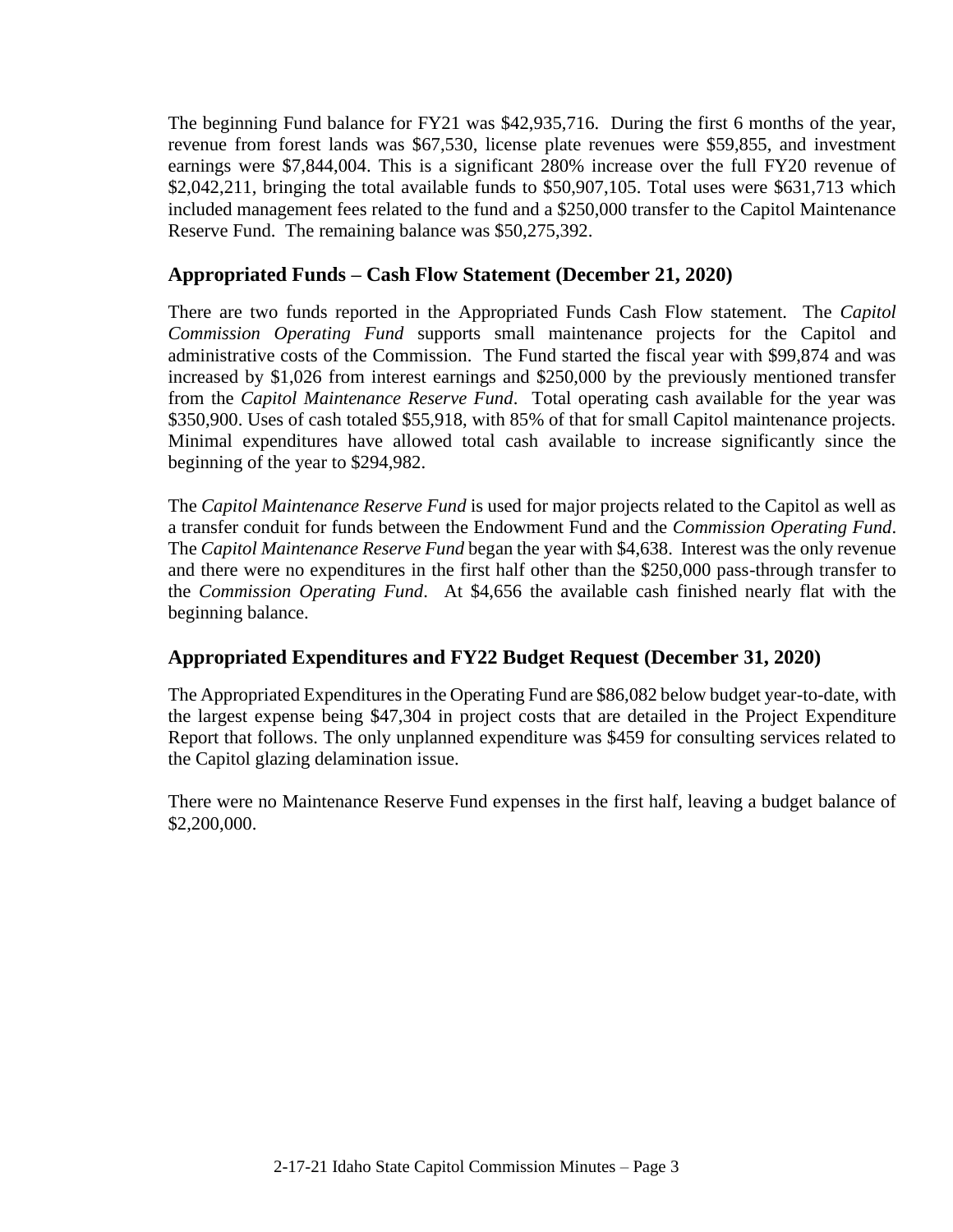The beginning Fund balance for FY21 was $42,935,716. During the first 6 months of the year, revenue from forest lands was $67,530, license plate revenues were $59,855, and investment earnings were $7,844,004. This is a significant 280% increase over the full FY20 revenue of $2,042,211, bringing the total available funds to $50,907,105. Total uses were $631,713 which included management fees related to the fund and a $250,000 transfer to the Capitol Maintenance Reserve Fund. The remaining balance was $50,275,392.

## Appropriated Funds – Cash Flow Statement (December 21, 2020)

There are two funds reported in the Appropriated Funds Cash Flow statement. The *Capitol Commission Operating Fund* supports small maintenance projects for the Capitol and administrative costs of the Commission. The Fund started the fiscal year with $99,874 and was increased by $1,026 from interest earnings and $250,000 by the previously mentioned transfer from the *Capitol Maintenance Reserve Fund*. Total operating cash available for the year was $350,900. Uses of cash totaled $55,918, with 85% of that for small Capitol maintenance projects. Minimal expenditures have allowed total cash available to increase significantly since the beginning of the year to $294,982.

The *Capitol Maintenance Reserve Fund* is used for major projects related to the Capitol as well as a transfer conduit for funds between the Endowment Fund and the *Commission Operating Fund*. The *Capitol Maintenance Reserve Fund* began the year with $4,638. Interest was the only revenue and there were no expenditures in the first half other than the $250,000 pass-through transfer to the *Commission Operating Fund*. At $4,656 the available cash finished nearly flat with the beginning balance.

## Appropriated Expenditures and FY22 Budget Request (December 31, 2020)

The Appropriated Expenditures in the Operating Fund are $86,082 below budget year-to-date, with the largest expense being $47,304 in project costs that are detailed in the Project Expenditure Report that follows. The only unplanned expenditure was $459 for consulting services related to the Capitol glazing delamination issue.

There were no Maintenance Reserve Fund expenses in the first half, leaving a budget balance of $2,200,000.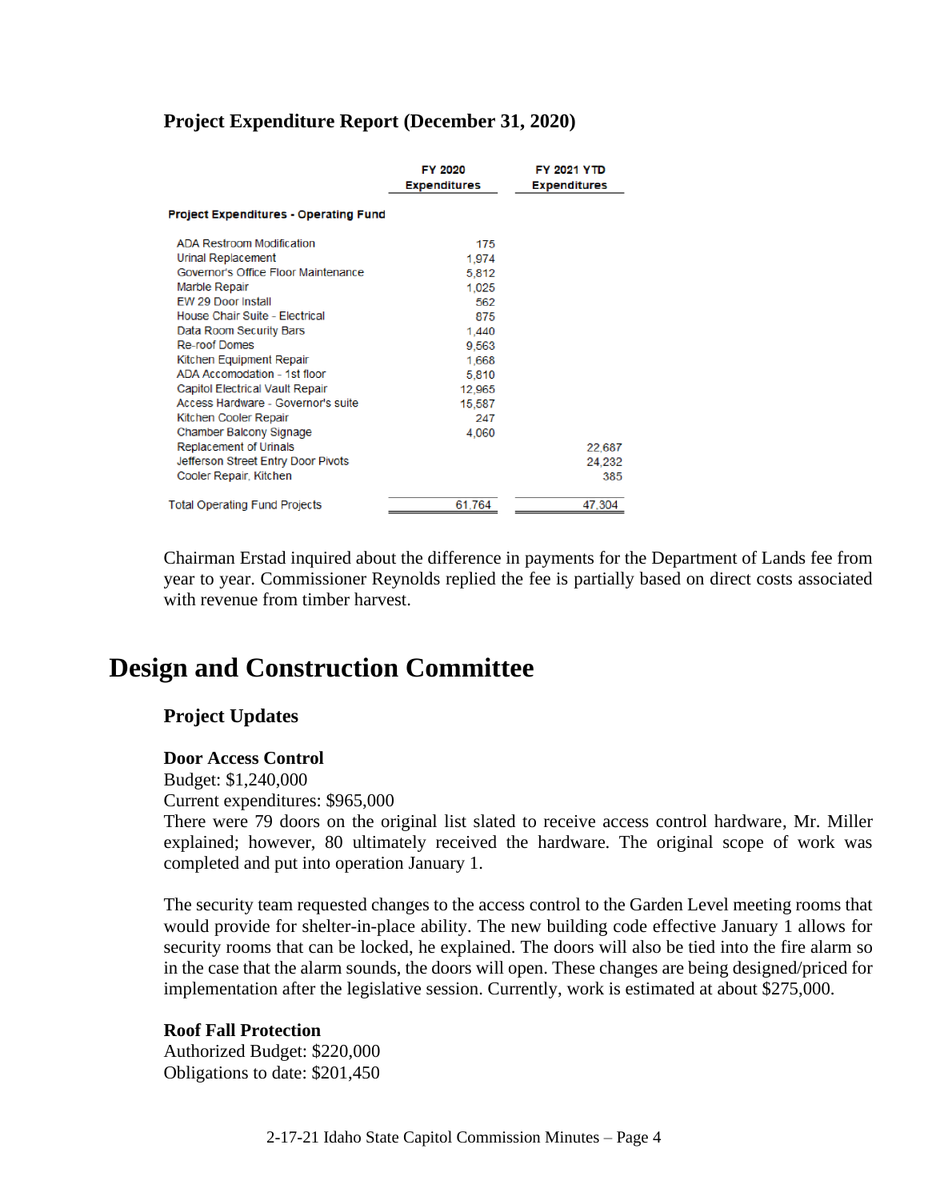### Project Expenditure Report (December 31, 2020)

| | FY 2020 Expenditures | FY 2021 YTD Expenditures |
|---|---|---|
| **Project Expenditures - Operating Fund** | | |
| ADA Restroom Modification | 175 | |
| Urinal Replacement | 1,974 | |
| Governor's Office Floor Maintenance | 5,812 | |
| Marble Repair | 1,025 | |
| EW 29 Door Install | 562 | |
| House Chair Suite - Electrical | 875 | |
| Data Room Security Bars | 1,440 | |
| Re-roof Domes | 9,563 | |
| Kitchen Equipment Repair | 1,668 | |
| ADA Accomodation - 1st floor | 5,810 | |
| Capitol Electrical Vault Repair | 12,965 | |
| Access Hardware - Governor's suite | 15,587 | |
| Kitchen Cooler Repair | 247 | |
| Chamber Balcony Signage | 4,060 | |
| Replacement of Urinals | | 22,687 |
| Jefferson Street Entry Door Pivots | | 24,232 |
| Cooler Repair, Kitchen | | 385 |
| Total Operating Fund Projects | 61,764 | 47,304 |

Chairman Erstad inquired about the difference in payments for the Department of Lands fee from year to year. Commissioner Reynolds replied the fee is partially based on direct costs associated with revenue from timber harvest.

# Design and Construction Committee

### Project Updates

**Door Access Control**
Budget: $1,240,000
Current expenditures: $965,000
There were 79 doors on the original list slated to receive access control hardware, Mr. Miller explained; however, 80 ultimately received the hardware. The original scope of work was completed and put into operation January 1.

The security team requested changes to the access control to the Garden Level meeting rooms that would provide for shelter-in-place ability. The new building code effective January 1 allows for security rooms that can be locked, he explained. The doors will also be tied into the fire alarm so in the case that the alarm sounds, the doors will open. These changes are being designed/priced for implementation after the legislative session. Currently, work is estimated at about $275,000.

**Roof Fall Protection**
Authorized Budget: $220,000
Obligations to date: $201,450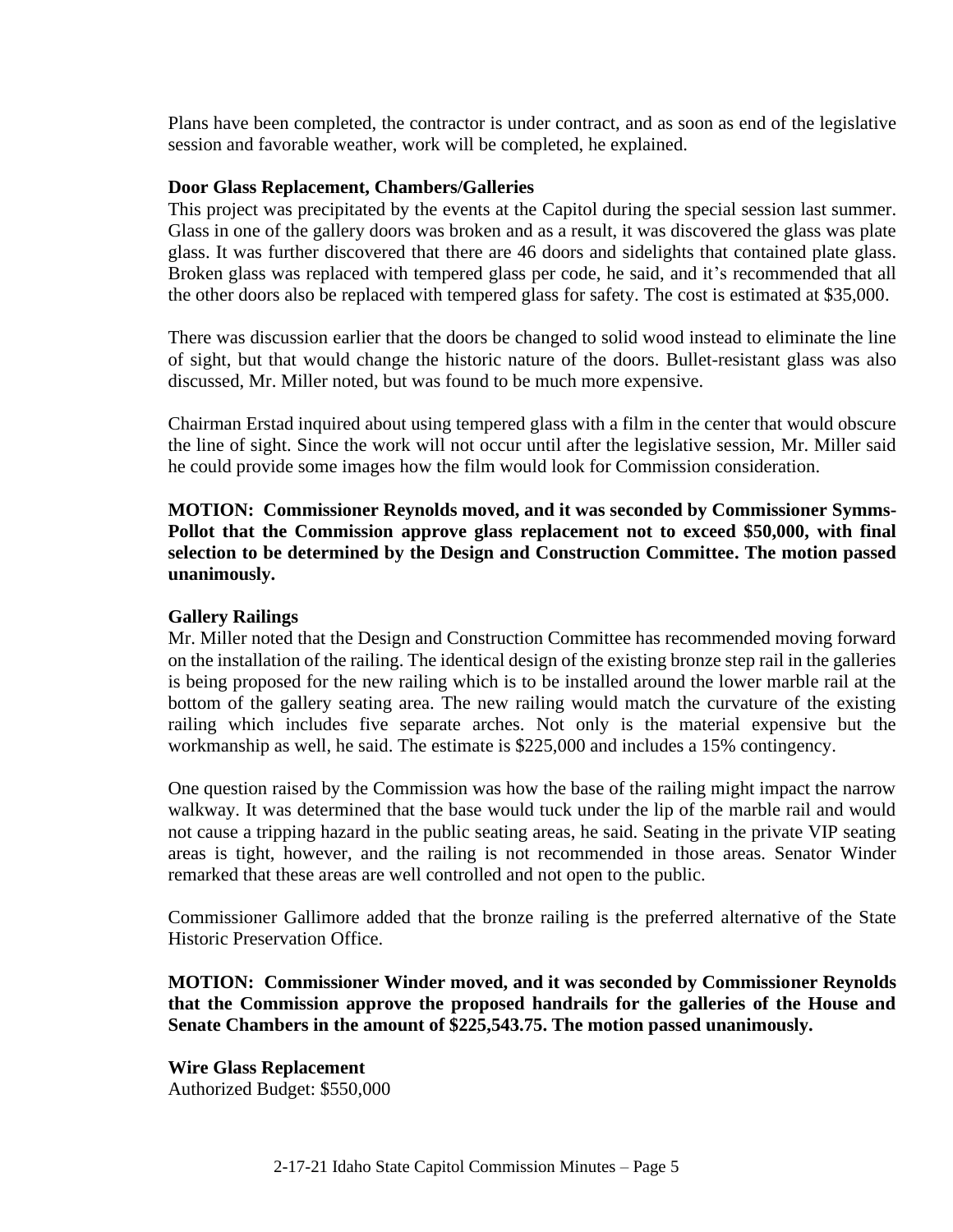Plans have been completed, the contractor is under contract, and as soon as end of the legislative session and favorable weather, work will be completed, he explained.

**Door Glass Replacement, Chambers/Galleries**

This project was precipitated by the events at the Capitol during the special session last summer. Glass in one of the gallery doors was broken and as a result, it was discovered the glass was plate glass. It was further discovered that there are 46 doors and sidelights that contained plate glass. Broken glass was replaced with tempered glass per code, he said, and it's recommended that all the other doors also be replaced with tempered glass for safety. The cost is estimated at $35,000.

There was discussion earlier that the doors be changed to solid wood instead to eliminate the line of sight, but that would change the historic nature of the doors. Bullet-resistant glass was also discussed, Mr. Miller noted, but was found to be much more expensive.

Chairman Erstad inquired about using tempered glass with a film in the center that would obscure the line of sight. Since the work will not occur until after the legislative session, Mr. Miller said he could provide some images how the film would look for Commission consideration.

**MOTION: Commissioner Reynolds moved, and it was seconded by Commissioner Symms-Pollot that the Commission approve glass replacement not to exceed $50,000, with final selection to be determined by the Design and Construction Committee. The motion passed unanimously.**

**Gallery Railings**

Mr. Miller noted that the Design and Construction Committee has recommended moving forward on the installation of the railing. The identical design of the existing bronze step rail in the galleries is being proposed for the new railing which is to be installed around the lower marble rail at the bottom of the gallery seating area. The new railing would match the curvature of the existing railing which includes five separate arches. Not only is the material expensive but the workmanship as well, he said. The estimate is $225,000 and includes a 15% contingency.

One question raised by the Commission was how the base of the railing might impact the narrow walkway. It was determined that the base would tuck under the lip of the marble rail and would not cause a tripping hazard in the public seating areas, he said. Seating in the private VIP seating areas is tight, however, and the railing is not recommended in those areas. Senator Winder remarked that these areas are well controlled and not open to the public.

Commissioner Gallimore added that the bronze railing is the preferred alternative of the State Historic Preservation Office.

**MOTION: Commissioner Winder moved, and it was seconded by Commissioner Reynolds that the Commission approve the proposed handrails for the galleries of the House and Senate Chambers in the amount of $225,543.75. The motion passed unanimously.**

**Wire Glass Replacement**

Authorized Budget: $550,000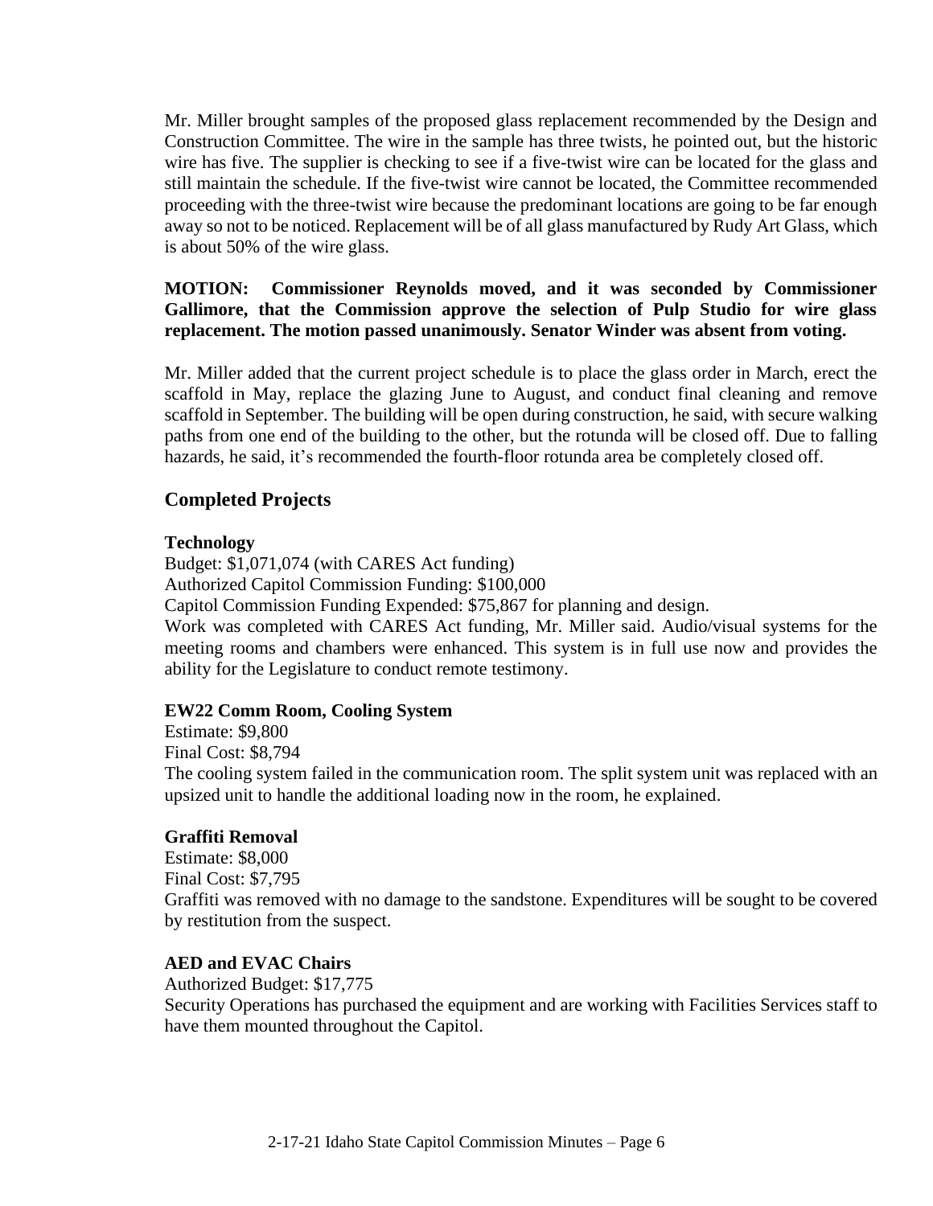Mr. Miller brought samples of the proposed glass replacement recommended by the Design and Construction Committee. The wire in the sample has three twists, he pointed out, but the historic wire has five. The supplier is checking to see if a five-twist wire can be located for the glass and still maintain the schedule. If the five-twist wire cannot be located, the Committee recommended proceeding with the three-twist wire because the predominant locations are going to be far enough away so not to be noticed. Replacement will be of all glass manufactured by Rudy Art Glass, which is about 50% of the wire glass.

**MOTION: Commissioner Reynolds moved, and it was seconded by Commissioner Gallimore, that the Commission approve the selection of Pulp Studio for wire glass replacement. The motion passed unanimously. Senator Winder was absent from voting.**

Mr. Miller added that the current project schedule is to place the glass order in March, erect the scaffold in May, replace the glazing June to August, and conduct final cleaning and remove scaffold in September. The building will be open during construction, he said, with secure walking paths from one end of the building to the other, but the rotunda will be closed off. Due to falling hazards, he said, it's recommended the fourth-floor rotunda area be completely closed off.

## Completed Projects

**Technology**
Budget: $1,071,074 (with CARES Act funding)
Authorized Capitol Commission Funding: $100,000
Capitol Commission Funding Expended: $75,867 for planning and design.
Work was completed with CARES Act funding, Mr. Miller said. Audio/visual systems for the meeting rooms and chambers were enhanced. This system is in full use now and provides the ability for the Legislature to conduct remote testimony.

**EW22 Comm Room, Cooling System**
Estimate: $9,800
Final Cost: $8,794
The cooling system failed in the communication room. The split system unit was replaced with an upsized unit to handle the additional loading now in the room, he explained.

**Graffiti Removal**
Estimate: $8,000
Final Cost: $7,795
Graffiti was removed with no damage to the sandstone. Expenditures will be sought to be covered by restitution from the suspect.

**AED and EVAC Chairs**
Authorized Budget: $17,775
Security Operations has purchased the equipment and are working with Facilities Services staff to have them mounted throughout the Capitol.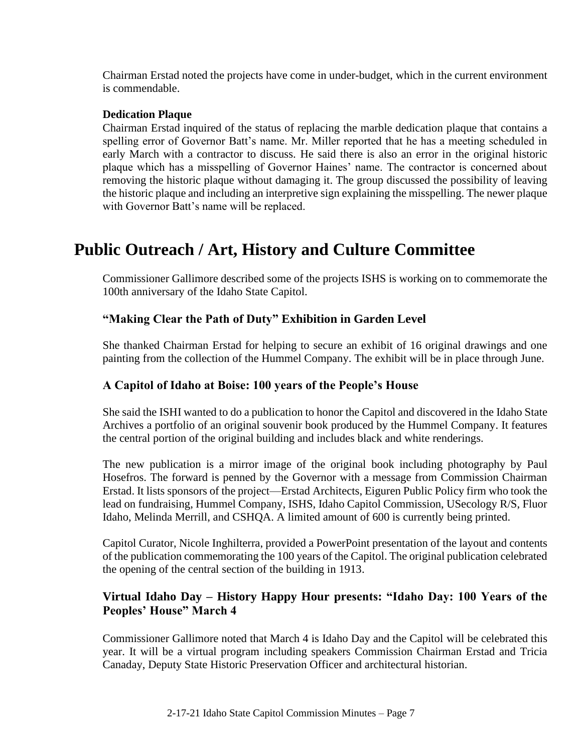Chairman Erstad noted the projects have come in under-budget, which in the current environment is commendable.

**Dedication Plaque**

Chairman Erstad inquired of the status of replacing the marble dedication plaque that contains a spelling error of Governor Batt's name. Mr. Miller reported that he has a meeting scheduled in early March with a contractor to discuss. He said there is also an error in the original historic plaque which has a misspelling of Governor Haines' name. The contractor is concerned about removing the historic plaque without damaging it. The group discussed the possibility of leaving the historic plaque and including an interpretive sign explaining the misspelling. The newer plaque with Governor Batt's name will be replaced.

# Public Outreach / Art, History and Culture Committee

Commissioner Gallimore described some of the projects ISHS is working on to commemorate the 100th anniversary of the Idaho State Capitol.

## "Making Clear the Path of Duty" Exhibition in Garden Level

She thanked Chairman Erstad for helping to secure an exhibit of 16 original drawings and one painting from the collection of the Hummel Company. The exhibit will be in place through June.

## A Capitol of Idaho at Boise: 100 years of the People's House

She said the ISHI wanted to do a publication to honor the Capitol and discovered in the Idaho State Archives a portfolio of an original souvenir book produced by the Hummel Company. It features the central portion of the original building and includes black and white renderings.

The new publication is a mirror image of the original book including photography by Paul Hosefros. The forward is penned by the Governor with a message from Commission Chairman Erstad. It lists sponsors of the project—Erstad Architects, Eiguren Public Policy firm who took the lead on fundraising, Hummel Company, ISHS, Idaho Capitol Commission, USecology R/S, Fluor Idaho, Melinda Merrill, and CSHQA. A limited amount of 600 is currently being printed.

Capitol Curator, Nicole Inghilterra, provided a PowerPoint presentation of the layout and contents of the publication commemorating the 100 years of the Capitol. The original publication celebrated the opening of the central section of the building in 1913.

## Virtual Idaho Day – History Happy Hour presents: "Idaho Day: 100 Years of the Peoples' House" March 4

Commissioner Gallimore noted that March 4 is Idaho Day and the Capitol will be celebrated this year. It will be a virtual program including speakers Commission Chairman Erstad and Tricia Canaday, Deputy State Historic Preservation Officer and architectural historian.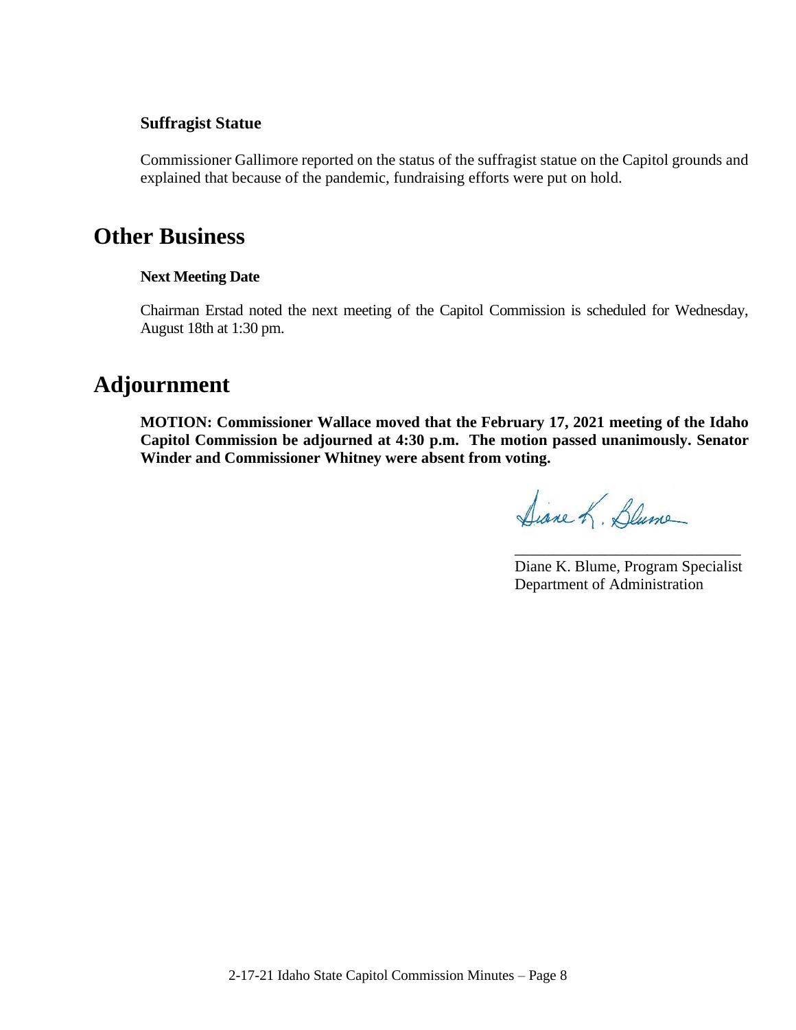### Suffragist Statue

Commissioner Gallimore reported on the status of the suffragist statue on the Capitol grounds and explained that because of the pandemic, fundraising efforts were put on hold.

# Other Business

### Next Meeting Date

Chairman Erstad noted the next meeting of the Capitol Commission is scheduled for Wednesday, August 18th at 1:30 pm.

# Adjournment

**MOTION: Commissioner Wallace moved that the February 17, 2021 meeting of the Idaho Capitol Commission be adjourned at 4:30 p.m. The motion passed unanimously. Senator Winder and Commissioner Whitney were absent from voting.**

Diane K. Blume

_____________________________

Diane K. Blume, Program Specialist
Department of Administration